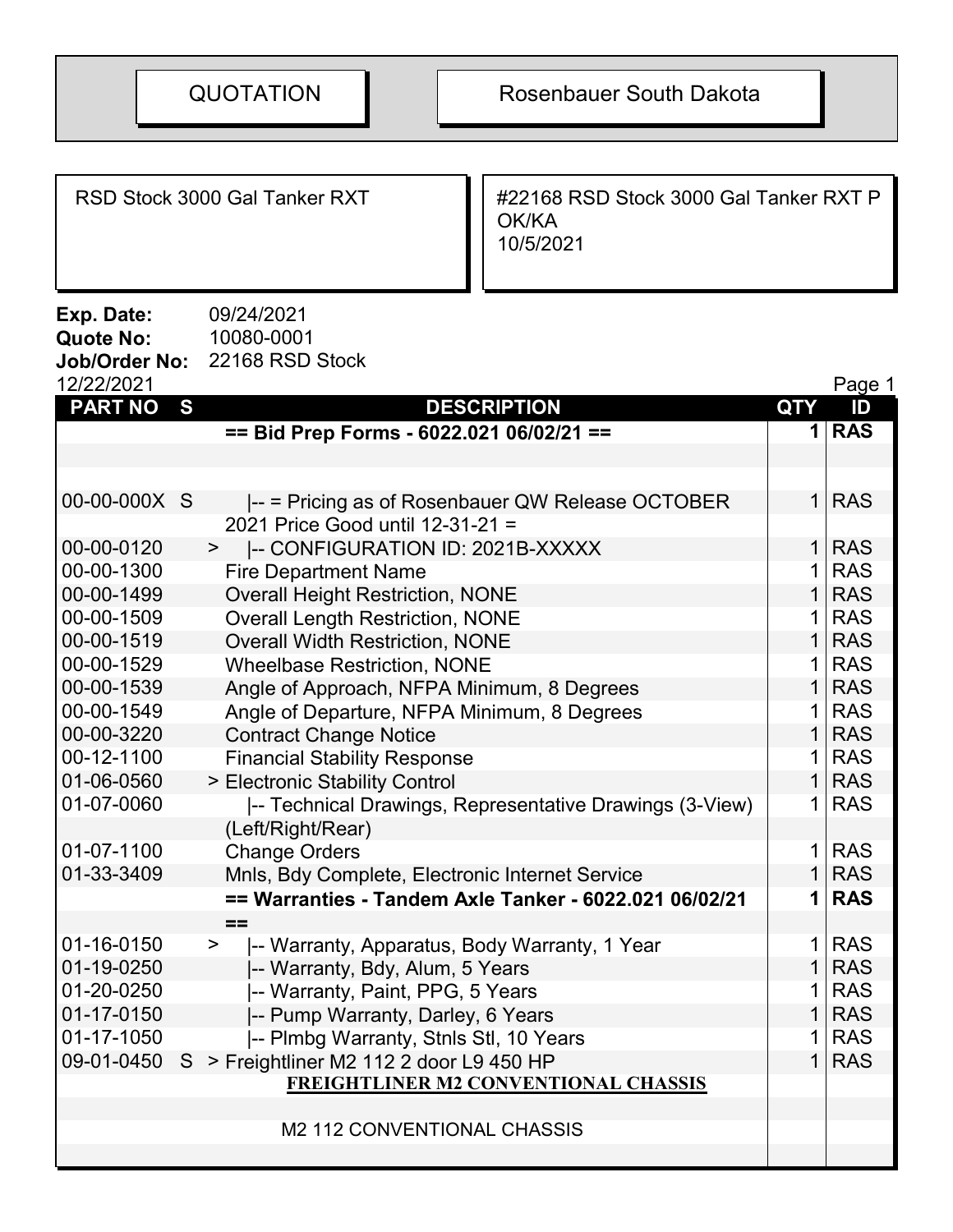QUOTATION | Rosenbauer South Dakota

RSD Stock 3000 Gal Tanker RXT

#22168 RSD Stock 3000 Gal Tanker RXT P OK/KA
10/5/2021

**Exp. Date:** 09/24/2021
**Quote No:** 10080-0001
**Job/Order No:** 22168 RSD Stock
12/22/2021

| PART NO | S | DESCRIPTION | QTY | ID |
|---|---|---|---|---|
| | | **== Bid Prep Forms - 6022.021 06/02/21 ==** | **1** | **RAS** |
| 00-00-000X | S | \|-- = Pricing as of Rosenbauer QW Release OCTOBER 2021 Price Good until 12-31-21 = | 1 | RAS |
| 00-00-0120 | | > \|-- CONFIGURATION ID: 2021B-XXXXX | 1 | RAS |
| 00-00-1300 | | Fire Department Name | 1 | RAS |
| 00-00-1499 | | Overall Height Restriction, NONE | 1 | RAS |
| 00-00-1509 | | Overall Length Restriction, NONE | 1 | RAS |
| 00-00-1519 | | Overall Width Restriction, NONE | 1 | RAS |
| 00-00-1529 | | Wheelbase Restriction, NONE | 1 | RAS |
| 00-00-1539 | | Angle of Approach, NFPA Minimum, 8 Degrees | 1 | RAS |
| 00-00-1549 | | Angle of Departure, NFPA Minimum, 8 Degrees | 1 | RAS |
| 00-00-3220 | | Contract Change Notice | 1 | RAS |
| 00-12-1100 | | Financial Stability Response | 1 | RAS |
| 01-06-0560 | | > Electronic Stability Control | 1 | RAS |
| 01-07-0060 | | \|-- Technical Drawings, Representative Drawings (3-View) (Left/Right/Rear) | 1 | RAS |
| 01-07-1100 | | Change Orders | 1 | RAS |
| 01-33-3409 | | Mnls, Bdy Complete, Electronic Internet Service | 1 | RAS |
| | | **== Warranties - Tandem Axle Tanker - 6022.021 06/02/21 ==** | **1** | **RAS** |
| 01-16-0150 | | > \|-- Warranty, Apparatus, Body Warranty, 1 Year | 1 | RAS |
| 01-19-0250 | | \|-- Warranty, Bdy, Alum, 5 Years | 1 | RAS |
| 01-20-0250 | | \|-- Warranty, Paint, PPG, 5 Years | 1 | RAS |
| 01-17-0150 | | \|-- Pump Warranty, Darley, 6 Years | 1 | RAS |
| 01-17-1050 | | \|-- Plmbg Warranty, Stnls Stl, 10 Years | 1 | RAS |
| 09-01-0450 | S | > Freightliner M2 112 2 door L9 450 HP | 1 | RAS |
| | | **FREIGHTLINER M2 CONVENTIONAL CHASSIS** | | |
| | | M2 112 CONVENTIONAL CHASSIS | | |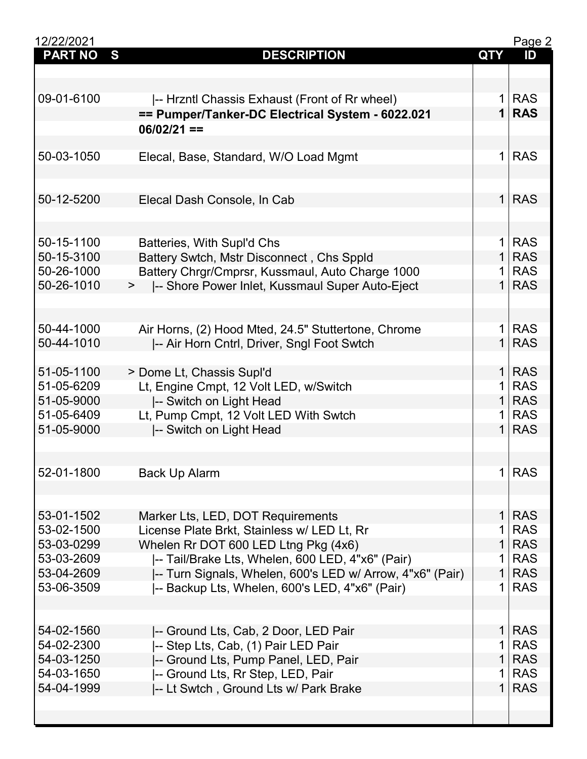| PART NO | S | DESCRIPTION | QTY | ID |
|---|---|---|---|---|
| | | | | |
| 09-01-6100 | | \|-- Hrzntl Chassis Exhaust (Front of Rr wheel) | 1 | RAS |
| | | **== Pumper/Tanker-DC Electrical System - 6022.021 06/02/21 ==** | **1** | **RAS** |
| | | | | |
| 50-03-1050 | | Elecal, Base, Standard, W/O Load Mgmt | 1 | RAS |
| | | | | |
| 50-12-5200 | | Elecal Dash Console, In Cab | 1 | RAS |
| | | | | |
| 50-15-1100 | | Batteries, With Supl'd Chs | 1 | RAS |
| 50-15-3100 | | Battery Swtch, Mstr Disconnect , Chs Sppld | 1 | RAS |
| 50-26-1000 | | Battery Chrgr/Cmprsr, Kussmaul, Auto Charge 1000 | 1 | RAS |
| 50-26-1010 | > | \|-- Shore Power Inlet, Kussmaul Super Auto-Eject | 1 | RAS |
| | | | | |
| 50-44-1000 | | Air Horns, (2) Hood Mted, 24.5" Stuttertone, Chrome | 1 | RAS |
| 50-44-1010 | | \|-- Air Horn Cntrl, Driver, Sngl Foot Swtch | 1 | RAS |
| | | | | |
| 51-05-1100 | > | Dome Lt, Chassis Supl'd | 1 | RAS |
| 51-05-6209 | | Lt, Engine Cmpt, 12 Volt LED, w/Switch | 1 | RAS |
| 51-05-9000 | | \|-- Switch on Light Head | 1 | RAS |
| 51-05-6409 | | Lt, Pump Cmpt, 12 Volt LED With Swtch | 1 | RAS |
| 51-05-9000 | | \|-- Switch on Light Head | 1 | RAS |
| | | | | |
| 52-01-1800 | | Back Up Alarm | 1 | RAS |
| | | | | |
| 53-01-1502 | | Marker Lts, LED, DOT Requirements | 1 | RAS |
| 53-02-1500 | | License Plate Brkt, Stainless w/ LED Lt, Rr | 1 | RAS |
| 53-03-0299 | | Whelen Rr DOT 600 LED Ltng Pkg (4x6) | 1 | RAS |
| 53-03-2609 | | \|-- Tail/Brake Lts, Whelen, 600 LED, 4"x6" (Pair) | 1 | RAS |
| 53-04-2609 | | \|-- Turn Signals, Whelen, 600's LED w/ Arrow, 4"x6" (Pair) | 1 | RAS |
| 53-06-3509 | | \|-- Backup Lts, Whelen, 600's LED, 4"x6" (Pair) | 1 | RAS |
| | | | | |
| 54-02-1560 | | \|-- Ground Lts, Cab, 2 Door, LED Pair | 1 | RAS |
| 54-02-2300 | | \|-- Step Lts, Cab, (1) Pair LED Pair | 1 | RAS |
| 54-03-1250 | | \|-- Ground Lts, Pump Panel, LED, Pair | 1 | RAS |
| 54-03-1650 | | \|-- Ground Lts, Rr Step, LED, Pair | 1 | RAS |
| 54-04-1999 | | \|-- Lt Swtch , Ground Lts w/ Park Brake | 1 | RAS |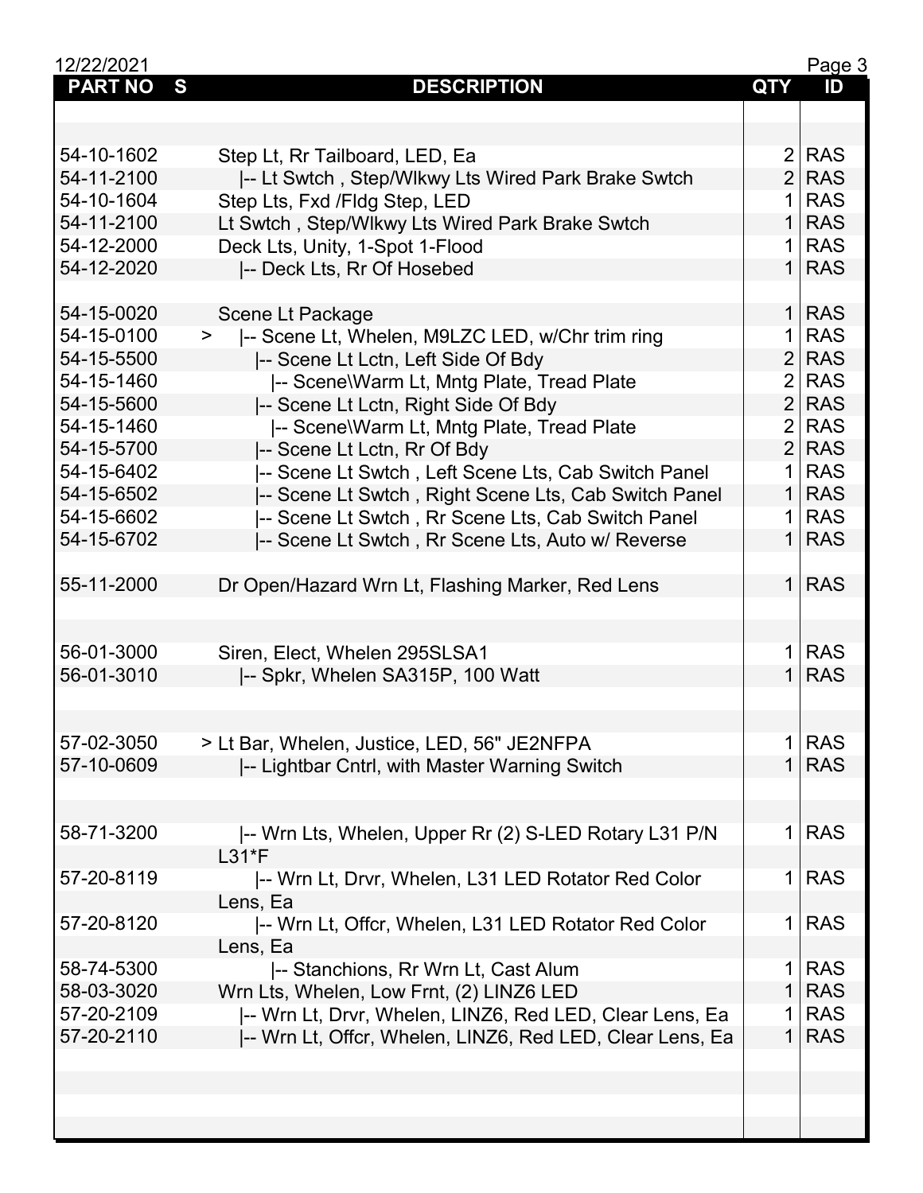| PART NO | S | DESCRIPTION | QTY | ID |
|---|---|---|---|---|
| | | | | |
| | | | | |
| 54-10-1602 | | Step Lt, Rr Tailboard, LED, Ea | 2 | RAS |
| 54-11-2100 | | \|-- Lt Swtch , Step/Wlkwy Lts Wired Park Brake Swtch | 2 | RAS |
| 54-10-1604 | | Step Lts, Fxd /Fldg Step, LED | 1 | RAS |
| 54-11-2100 | | Lt Swtch , Step/Wlkwy Lts Wired Park Brake Swtch | 1 | RAS |
| 54-12-2000 | | Deck Lts, Unity, 1-Spot 1-Flood | 1 | RAS |
| 54-12-2020 | | \|-- Deck Lts, Rr Of Hosebed | 1 | RAS |
| | | | | |
| 54-15-0020 | | Scene Lt Package | 1 | RAS |
| 54-15-0100 | > | \|-- Scene Lt, Whelen, M9LZC LED, w/Chr trim ring | 1 | RAS |
| 54-15-5500 | | \|-- Scene Lt Lctn, Left Side Of Bdy | 2 | RAS |
| 54-15-1460 | | \|-- Scene\Warm Lt, Mntg Plate, Tread Plate | 2 | RAS |
| 54-15-5600 | | \|-- Scene Lt Lctn, Right Side Of Bdy | 2 | RAS |
| 54-15-1460 | | \|-- Scene\Warm Lt, Mntg Plate, Tread Plate | 2 | RAS |
| 54-15-5700 | | \|-- Scene Lt Lctn, Rr Of Bdy | 2 | RAS |
| 54-15-6402 | | \|-- Scene Lt Swtch , Left Scene Lts, Cab Switch Panel | 1 | RAS |
| 54-15-6502 | | \|-- Scene Lt Swtch , Right Scene Lts, Cab Switch Panel | 1 | RAS |
| 54-15-6602 | | \|-- Scene Lt Swtch , Rr Scene Lts, Cab Switch Panel | 1 | RAS |
| 54-15-6702 | | \|-- Scene Lt Swtch , Rr Scene Lts, Auto w/ Reverse | 1 | RAS |
| | | | | |
| 55-11-2000 | | Dr Open/Hazard Wrn Lt, Flashing Marker, Red Lens | 1 | RAS |
| | | | | |
| | | | | |
| 56-01-3000 | | Siren, Elect, Whelen 295SLSA1 | 1 | RAS |
| 56-01-3010 | | \|-- Spkr, Whelen SA315P, 100 Watt | 1 | RAS |
| | | | | |
| | | | | |
| 57-02-3050 | > | Lt Bar, Whelen, Justice, LED, 56" JE2NFPA | 1 | RAS |
| 57-10-0609 | | \|-- Lightbar Cntrl, with Master Warning Switch | 1 | RAS |
| | | | | |
| | | | | |
| 58-71-3200 | | \|-- Wrn Lts, Whelen, Upper Rr (2) S-LED Rotary L31 P/N L31*F | 1 | RAS |
| 57-20-8119 | | \|-- Wrn Lt, Drvr, Whelen, L31 LED Rotator Red Color Lens, Ea | 1 | RAS |
| 57-20-8120 | | \|-- Wrn Lt, Offcr, Whelen, L31 LED Rotator Red Color Lens, Ea | 1 | RAS |
| 58-74-5300 | | \|-- Stanchions, Rr Wrn Lt, Cast Alum | 1 | RAS |
| 58-03-3020 | | Wrn Lts, Whelen, Low Frnt, (2) LINZ6 LED | 1 | RAS |
| 57-20-2109 | | \|-- Wrn Lt, Drvr, Whelen, LINZ6, Red LED, Clear Lens, Ea | 1 | RAS |
| 57-20-2110 | | \|-- Wrn Lt, Offcr, Whelen, LINZ6, Red LED, Clear Lens, Ea | 1 | RAS |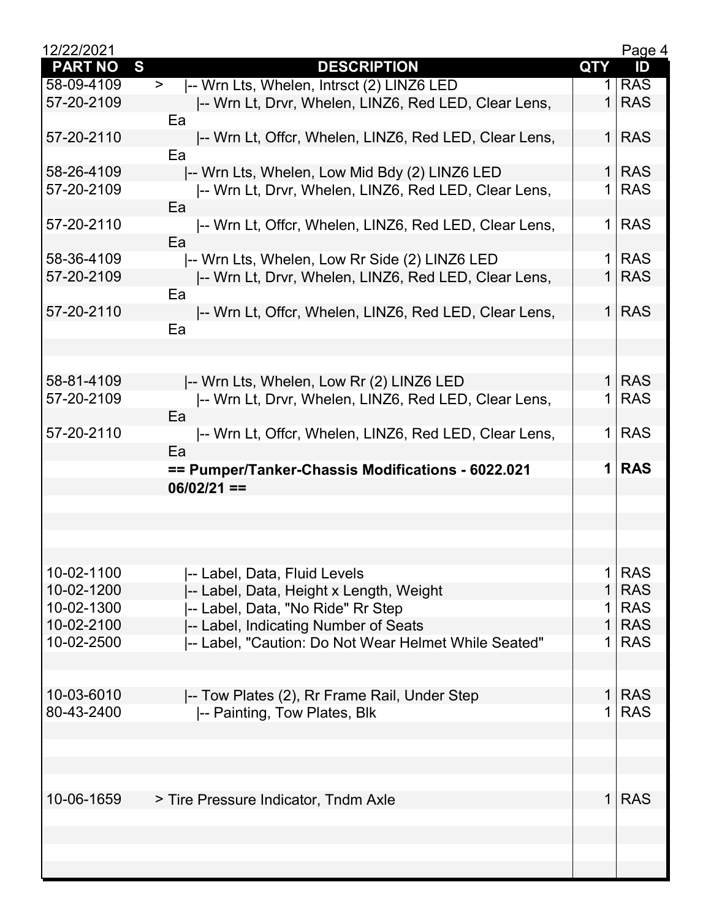| PART NO | S | DESCRIPTION | QTY | ID |
|---|---|---|---|---|
| 58-09-4109 | > | \|-- Wrn Lts, Whelen, Intrsct (2) LINZ6 LED | 1 | RAS |
| 57-20-2109 | | \|-- Wrn Lt, Drvr, Whelen, LINZ6, Red LED, Clear Lens, Ea | 1 | RAS |
| 57-20-2110 | | \|-- Wrn Lt, Offcr, Whelen, LINZ6, Red LED, Clear Lens, Ea | 1 | RAS |
| 58-26-4109 | | \|-- Wrn Lts, Whelen, Low Mid Bdy (2) LINZ6 LED | 1 | RAS |
| 57-20-2109 | | \|-- Wrn Lt, Drvr, Whelen, LINZ6, Red LED, Clear Lens, Ea | 1 | RAS |
| 57-20-2110 | | \|-- Wrn Lt, Offcr, Whelen, LINZ6, Red LED, Clear Lens, Ea | 1 | RAS |
| 58-36-4109 | | \|-- Wrn Lts, Whelen, Low Rr Side (2) LINZ6 LED | 1 | RAS |
| 57-20-2109 | | \|-- Wrn Lt, Drvr, Whelen, LINZ6, Red LED, Clear Lens, Ea | 1 | RAS |
| 57-20-2110 | | \|-- Wrn Lt, Offcr, Whelen, LINZ6, Red LED, Clear Lens, Ea | 1 | RAS |
| 58-81-4109 | | \|-- Wrn Lts, Whelen, Low Rr (2) LINZ6 LED | 1 | RAS |
| 57-20-2109 | | \|-- Wrn Lt, Drvr, Whelen, LINZ6, Red LED, Clear Lens, Ea | 1 | RAS |
| 57-20-2110 | | \|-- Wrn Lt, Offcr, Whelen, LINZ6, Red LED, Clear Lens, Ea | 1 | RAS |
| | | **== Pumper/Tanker-Chassis Modifications - 6022.021 06/02/21 ==** | **1** | **RAS** |
| 10-02-1100 | | \|-- Label, Data, Fluid Levels | 1 | RAS |
| 10-02-1200 | | \|-- Label, Data, Height x Length, Weight | 1 | RAS |
| 10-02-1300 | | \|-- Label, Data, "No Ride" Rr Step | 1 | RAS |
| 10-02-2100 | | \|-- Label, Indicating Number of Seats | 1 | RAS |
| 10-02-2500 | | \|-- Label, "Caution: Do Not Wear Helmet While Seated" | 1 | RAS |
| 10-03-6010 | | \|-- Tow Plates (2), Rr Frame Rail, Under Step | 1 | RAS |
| 80-43-2400 | | \|-- Painting, Tow Plates, Blk | 1 | RAS |
| 10-06-1659 | | > Tire Pressure Indicator, Tndm Axle | 1 | RAS |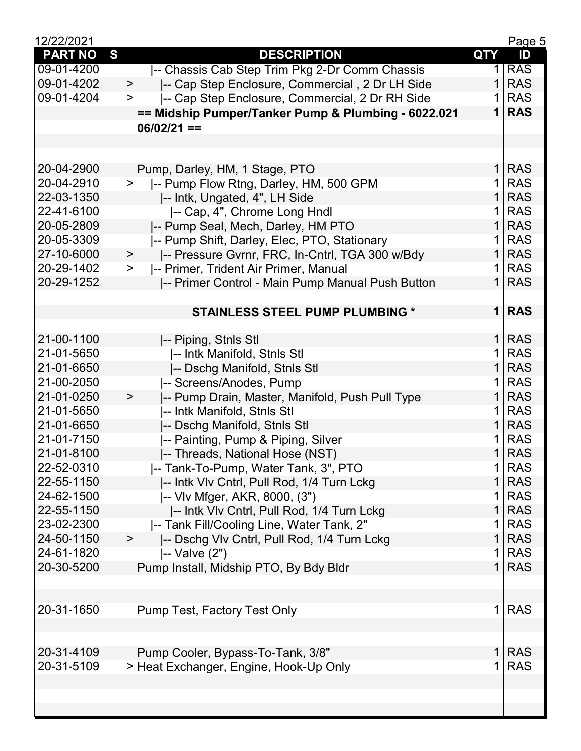| PART NO | S | DESCRIPTION | QTY | ID |
|---|---|---|---|---|
| 09-01-4200 | | \|-- Chassis Cab Step Trim Pkg 2-Dr Comm Chassis | 1 | RAS |
| 09-01-4202 | > | \|-- Cap Step Enclosure, Commercial , 2 Dr LH Side | 1 | RAS |
| 09-01-4204 | > | \|-- Cap Step Enclosure, Commercial, 2 Dr RH Side | 1 | RAS |
| | | **== Midship Pumper/Tanker Pump & Plumbing - 6022.021 06/02/21 ==** | **1** | **RAS** |
| | | | | |
| 20-04-2900 | | Pump, Darley, HM, 1 Stage, PTO | 1 | RAS |
| 20-04-2910 | > | \|-- Pump Flow Rtng, Darley, HM, 500 GPM | 1 | RAS |
| 22-03-1350 | | \|-- Intk, Ungated, 4", LH Side | 1 | RAS |
| 22-41-6100 | | \|-- Cap, 4", Chrome Long Hndl | 1 | RAS |
| 20-05-2809 | | \|-- Pump Seal, Mech, Darley, HM PTO | 1 | RAS |
| 20-05-3309 | | \|-- Pump Shift, Darley, Elec, PTO, Stationary | 1 | RAS |
| 27-10-6000 | > | \|-- Pressure Gvrnr, FRC, In-Cntrl, TGA 300 w/Bdy | 1 | RAS |
| 20-29-1402 | > | \|-- Primer, Trident Air Primer, Manual | 1 | RAS |
| 20-29-1252 | | \|-- Primer Control - Main Pump Manual Push Button | 1 | RAS |
| | | | | |
| | | **STAINLESS STEEL PUMP PLUMBING *** | **1** | **RAS** |
| | | | | |
| 21-00-1100 | | \|-- Piping, Stnls Stl | 1 | RAS |
| 21-01-5650 | | \|-- Intk Manifold, Stnls Stl | 1 | RAS |
| 21-01-6650 | | \|-- Dschg Manifold, Stnls Stl | 1 | RAS |
| 21-00-2050 | | \|-- Screens/Anodes, Pump | 1 | RAS |
| 21-01-0250 | > | \|-- Pump Drain, Master, Manifold, Push Pull Type | 1 | RAS |
| 21-01-5650 | | \|-- Intk Manifold, Stnls Stl | 1 | RAS |
| 21-01-6650 | | \|-- Dschg Manifold, Stnls Stl | 1 | RAS |
| 21-01-7150 | | \|-- Painting, Pump & Piping, Silver | 1 | RAS |
| 21-01-8100 | | \|-- Threads, National Hose (NST) | 1 | RAS |
| 22-52-0310 | | \|-- Tank-To-Pump, Water Tank, 3", PTO | 1 | RAS |
| 22-55-1150 | | \|-- Intk Vlv Cntrl, Pull Rod, 1/4 Turn Lckg | 1 | RAS |
| 24-62-1500 | | \|-- Vlv Mfger, AKR, 8000, (3") | 1 | RAS |
| 22-55-1150 | | \|-- Intk Vlv Cntrl, Pull Rod, 1/4 Turn Lckg | 1 | RAS |
| 23-02-2300 | | \|-- Tank Fill/Cooling Line, Water Tank, 2" | 1 | RAS |
| 24-50-1150 | > | \|-- Dschg Vlv Cntrl, Pull Rod, 1/4 Turn Lckg | 1 | RAS |
| 24-61-1820 | | \|-- Valve (2") | 1 | RAS |
| 20-30-5200 | | Pump Install, Midship PTO, By Bdy Bldr | 1 | RAS |
| | | | | |
| 20-31-1650 | | Pump Test, Factory Test Only | 1 | RAS |
| | | | | |
| 20-31-4109 | | Pump Cooler, Bypass-To-Tank, 3/8" | 1 | RAS |
| 20-31-5109 | > | Heat Exchanger, Engine, Hook-Up Only | 1 | RAS |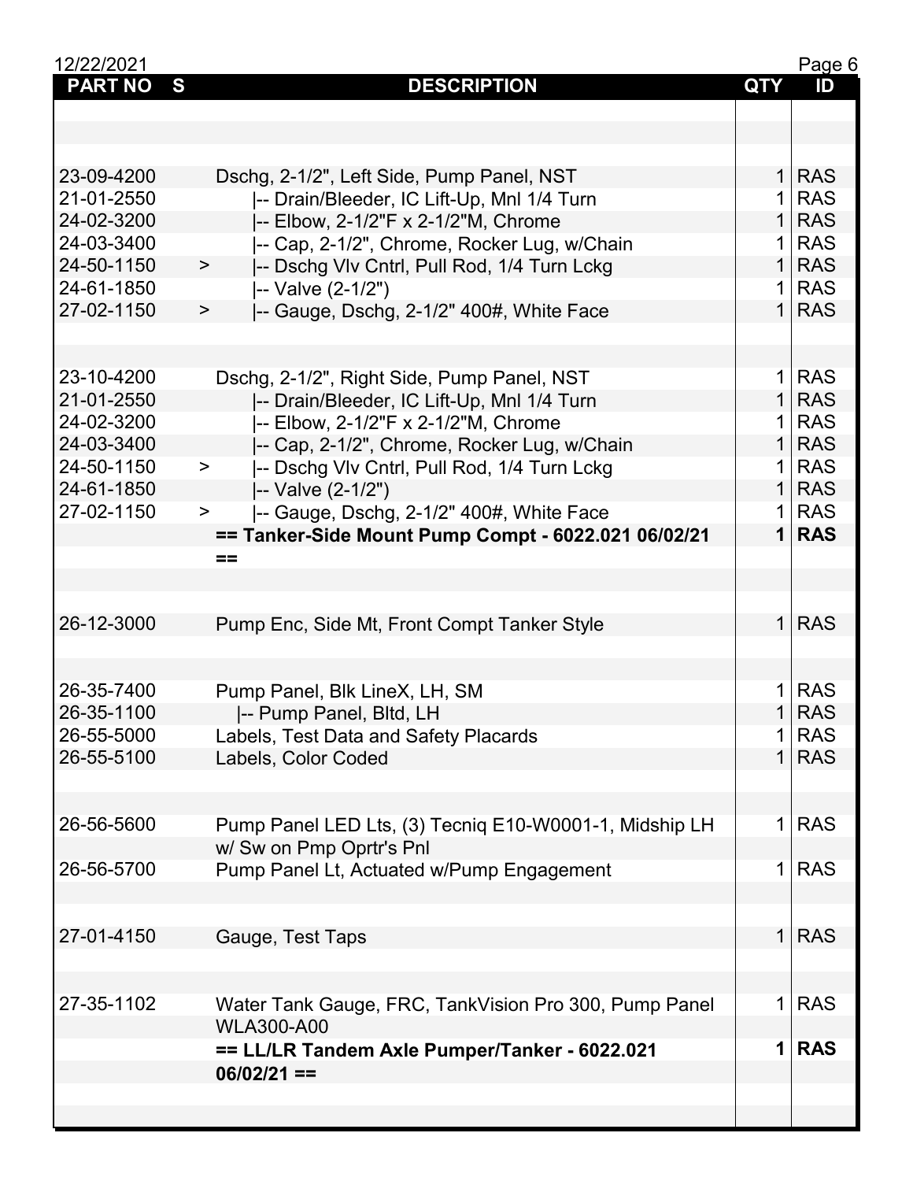| PART NO | S | DESCRIPTION | QTY | ID |
|---|---|---|---|---|
| 23-09-4200 | | Dschg, 2-1/2", Left Side, Pump Panel, NST | 1 | RAS |
| 21-01-2550 | | \|-- Drain/Bleeder, IC Lift-Up, Mnl 1/4 Turn | 1 | RAS |
| 24-02-3200 | | \|-- Elbow, 2-1/2"F x 2-1/2"M, Chrome | 1 | RAS |
| 24-03-3400 | | \|-- Cap, 2-1/2", Chrome, Rocker Lug, w/Chain | 1 | RAS |
| 24-50-1150 | > | \|-- Dschg Vlv Cntrl, Pull Rod, 1/4 Turn Lckg | 1 | RAS |
| 24-61-1850 | | \|-- Valve (2-1/2") | 1 | RAS |
| 27-02-1150 | > | \|-- Gauge, Dschg, 2-1/2" 400#, White Face | 1 | RAS |
| 23-10-4200 | | Dschg, 2-1/2", Right Side, Pump Panel, NST | 1 | RAS |
| 21-01-2550 | | \|-- Drain/Bleeder, IC Lift-Up, Mnl 1/4 Turn | 1 | RAS |
| 24-02-3200 | | \|-- Elbow, 2-1/2"F x 2-1/2"M, Chrome | 1 | RAS |
| 24-03-3400 | | \|-- Cap, 2-1/2", Chrome, Rocker Lug, w/Chain | 1 | RAS |
| 24-50-1150 | > | \|-- Dschg Vlv Cntrl, Pull Rod, 1/4 Turn Lckg | 1 | RAS |
| 24-61-1850 | | \|-- Valve (2-1/2") | 1 | RAS |
| 27-02-1150 | > | \|-- Gauge, Dschg, 2-1/2" 400#, White Face | 1 | RAS |
| | | **== Tanker-Side Mount Pump Compt - 6022.021 06/02/21 ==** | **1** | **RAS** |
| 26-12-3000 | | Pump Enc, Side Mt, Front Compt Tanker Style | 1 | RAS |
| 26-35-7400 | | Pump Panel, Blk LineX, LH, SM | 1 | RAS |
| 26-35-1100 | | \|-- Pump Panel, Bltd, LH | 1 | RAS |
| 26-55-5000 | | Labels, Test Data and Safety Placards | 1 | RAS |
| 26-55-5100 | | Labels, Color Coded | 1 | RAS |
| 26-56-5600 | | Pump Panel LED Lts, (3) Tecniq E10-W0001-1, Midship LH w/ Sw on Pmp Oprtr's Pnl | 1 | RAS |
| 26-56-5700 | | Pump Panel Lt, Actuated w/Pump Engagement | 1 | RAS |
| 27-01-4150 | | Gauge, Test Taps | 1 | RAS |
| 27-35-1102 | | Water Tank Gauge, FRC, TankVision Pro 300, Pump Panel WLA300-A00 | 1 | RAS |
| | | **== LL/LR Tandem Axle Pumper/Tanker - 6022.021 06/02/21 ==** | **1** | **RAS** |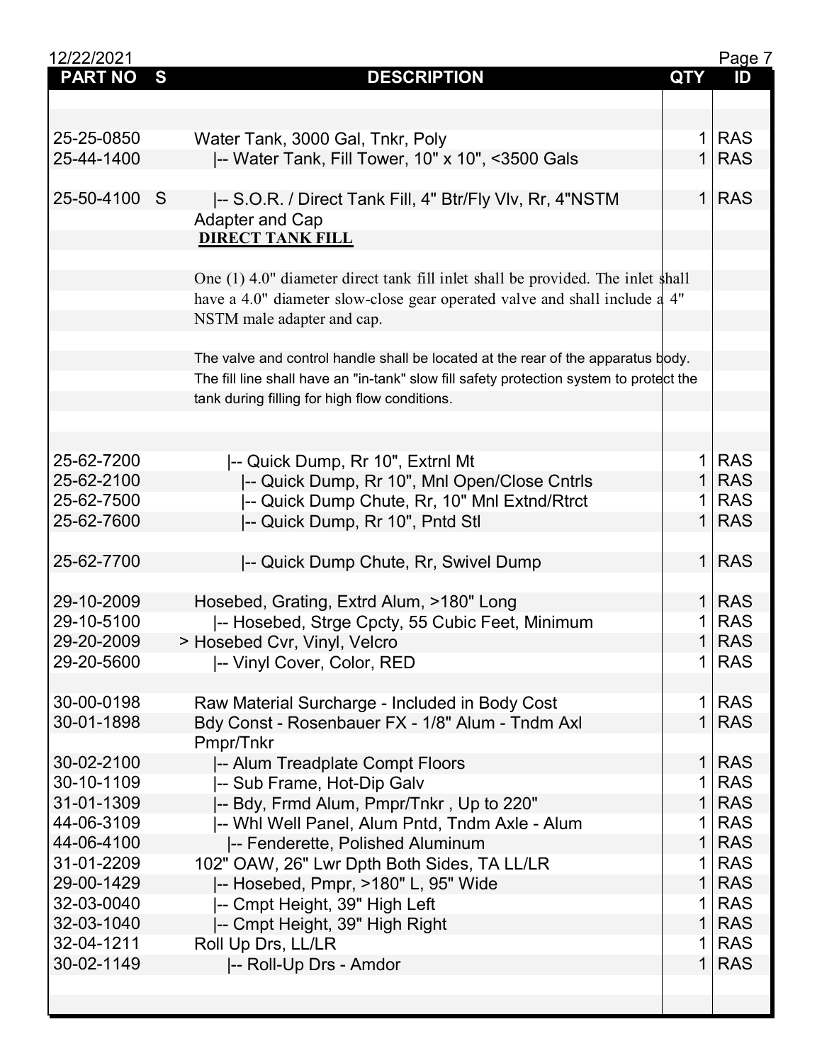| PART NO | S | DESCRIPTION | QTY | ID |
|---|---|---|---|---|
| 25-25-0850 | | Water Tank, 3000 Gal, Tnkr, Poly | 1 | RAS |
| 25-44-1400 | | \|-- Water Tank, Fill Tower, 10" x 10", <3500 Gals | 1 | RAS |
| 25-50-4100 | S | \|-- S.O.R. / Direct Tank Fill, 4" Btr/Fly Vlv, Rr, 4"NSTM Adapter and Cap | 1 | RAS |
| | | **DIRECT TANK FILL** | | |
| | | One (1) 4.0" diameter direct tank fill inlet shall be provided. The inlet shall have a 4.0" diameter slow-close gear operated valve and shall include a 4" NSTM male adapter and cap. | | |
| | | The valve and control handle shall be located at the rear of the apparatus body. The fill line shall have an "in-tank" slow fill safety protection system to protect the tank during filling for high flow conditions. | | |
| 25-62-7200 | | \|-- Quick Dump, Rr 10", Extrnl Mt | 1 | RAS |
| 25-62-2100 | | \|-- Quick Dump, Rr 10", Mnl Open/Close Cntrls | 1 | RAS |
| 25-62-7500 | | \|-- Quick Dump Chute, Rr, 10" Mnl Extnd/Rtrct | 1 | RAS |
| 25-62-7600 | | \|-- Quick Dump, Rr 10", Pntd Stl | 1 | RAS |
| 25-62-7700 | | \|-- Quick Dump Chute, Rr, Swivel Dump | 1 | RAS |
| 29-10-2009 | | Hosebed, Grating, Extrd Alum, >180" Long | 1 | RAS |
| 29-10-5100 | | \|-- Hosebed, Strge Cpcty, 55 Cubic Feet, Minimum | 1 | RAS |
| 29-20-2009 | | > Hosebed Cvr, Vinyl, Velcro | 1 | RAS |
| 29-20-5600 | | \|-- Vinyl Cover, Color, RED | 1 | RAS |
| 30-00-0198 | | Raw Material Surcharge - Included in Body Cost | 1 | RAS |
| 30-01-1898 | | Bdy Const - Rosenbauer FX - 1/8" Alum - Tndm Axl Pmpr/Tnkr | 1 | RAS |
| 30-02-2100 | | \|-- Alum Treadplate Compt Floors | 1 | RAS |
| 30-10-1109 | | \|-- Sub Frame, Hot-Dip Galv | 1 | RAS |
| 31-01-1309 | | \|-- Bdy, Frmd Alum, Pmpr/Tnkr , Up to 220" | 1 | RAS |
| 44-06-3109 | | \|-- Whl Well Panel, Alum Pntd, Tndm Axle - Alum | 1 | RAS |
| 44-06-4100 | | \|-- Fenderette, Polished Aluminum | 1 | RAS |
| 31-01-2209 | | 102" OAW, 26" Lwr Dpth Both Sides, TA LL/LR | 1 | RAS |
| 29-00-1429 | | \|-- Hosebed, Pmpr, >180" L, 95" Wide | 1 | RAS |
| 32-03-0040 | | \|-- Cmpt Height, 39" High Left | 1 | RAS |
| 32-03-1040 | | \|-- Cmpt Height, 39" High Right | 1 | RAS |
| 32-04-1211 | | Roll Up Drs, LL/LR | 1 | RAS |
| 30-02-1149 | | \|-- Roll-Up Drs - Amdor | 1 | RAS |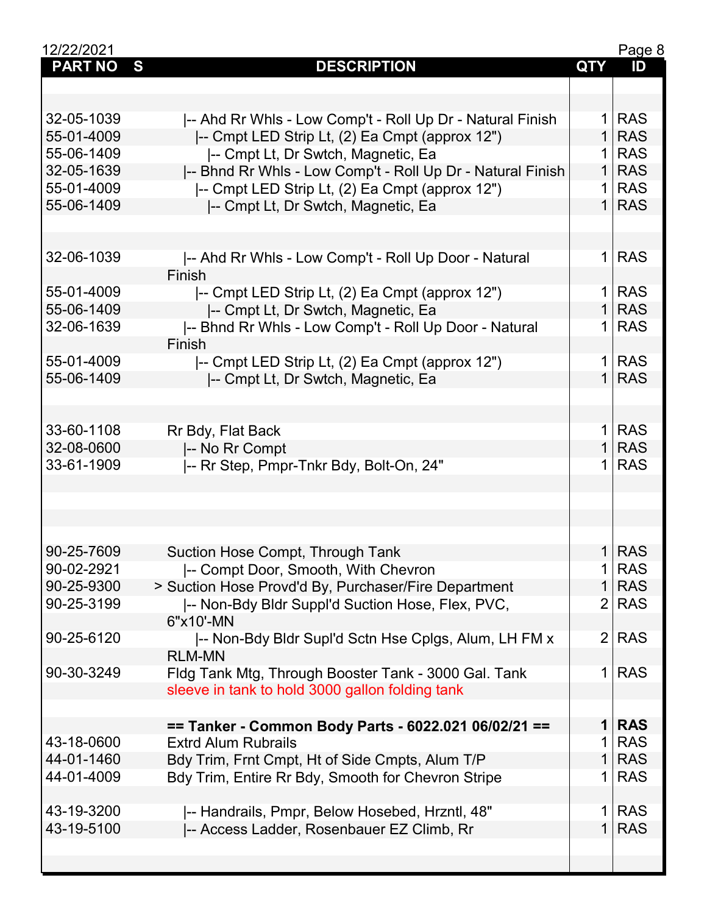| PART NO | S | DESCRIPTION | QTY | ID |
|---|---|---|---|---|
| | | | | |
| | | | | |
| 32-05-1039 | | \|-- Ahd Rr Whls - Low Comp't - Roll Up Dr - Natural Finish | 1 | RAS |
| 55-01-4009 | | \|-- Cmpt LED Strip Lt, (2) Ea Cmpt (approx 12") | 1 | RAS |
| 55-06-1409 | | \|-- Cmpt Lt, Dr Swtch, Magnetic, Ea | 1 | RAS |
| 32-05-1639 | | \|-- Bhnd Rr Whls - Low Comp't - Roll Up Dr - Natural Finish | 1 | RAS |
| 55-01-4009 | | \|-- Cmpt LED Strip Lt, (2) Ea Cmpt (approx 12") | 1 | RAS |
| 55-06-1409 | | \|-- Cmpt Lt, Dr Swtch, Magnetic, Ea | 1 | RAS |
| | | | | |
| | | | | |
| 32-06-1039 | | \|-- Ahd Rr Whls - Low Comp't - Roll Up Door - Natural Finish | 1 | RAS |
| 55-01-4009 | | \|-- Cmpt LED Strip Lt, (2) Ea Cmpt (approx 12") | 1 | RAS |
| 55-06-1409 | | \|-- Cmpt Lt, Dr Swtch, Magnetic, Ea | 1 | RAS |
| 32-06-1639 | | \|-- Bhnd Rr Whls - Low Comp't - Roll Up Door - Natural Finish | 1 | RAS |
| 55-01-4009 | | \|-- Cmpt LED Strip Lt, (2) Ea Cmpt (approx 12") | 1 | RAS |
| 55-06-1409 | | \|-- Cmpt Lt, Dr Swtch, Magnetic, Ea | 1 | RAS |
| | | | | |
| | | | | |
| 33-60-1108 | | Rr Bdy, Flat Back | 1 | RAS |
| 32-08-0600 | | \|-- No Rr Compt | 1 | RAS |
| 33-61-1909 | | \|-- Rr Step, Pmpr-Tnkr Bdy, Bolt-On, 24" | 1 | RAS |
| | | | | |
| | | | | |
| | | | | |
| | | | | |
| 90-25-7609 | | Suction Hose Compt, Through Tank | 1 | RAS |
| 90-02-2921 | | \|-- Compt Door, Smooth, With Chevron | 1 | RAS |
| 90-25-9300 | | > Suction Hose Provd'd By, Purchaser/Fire Department | 1 | RAS |
| 90-25-3199 | | \|-- Non-Bdy Bldr Suppl'd Suction Hose, Flex, PVC, 6"x10'-MN | 2 | RAS |
| 90-25-6120 | | \|-- Non-Bdy Bldr Supl'd Sctn Hse Cplgs, Alum, LH FM x RLM-MN | 2 | RAS |
| 90-30-3249 | | Fldg Tank Mtg, Through Booster Tank - 3000 Gal. Tank<br>sleeve in tank to hold 3000 gallon folding tank | 1 | RAS |
| | | | | |
| | | **== Tanker - Common Body Parts - 6022.021 06/02/21 ==** | **1** | **RAS** |
| 43-18-0600 | | Extrd Alum Rubrails | 1 | RAS |
| 44-01-1460 | | Bdy Trim, Frnt Cmpt, Ht of Side Cmpts, Alum T/P | 1 | RAS |
| 44-01-4009 | | Bdy Trim, Entire Rr Bdy, Smooth for Chevron Stripe | 1 | RAS |
| | | | | |
| 43-19-3200 | | \|-- Handrails, Pmpr, Below Hosebed, Hrzntl, 48" | 1 | RAS |
| 43-19-5100 | | \|-- Access Ladder, Rosenbauer EZ Climb, Rr | 1 | RAS |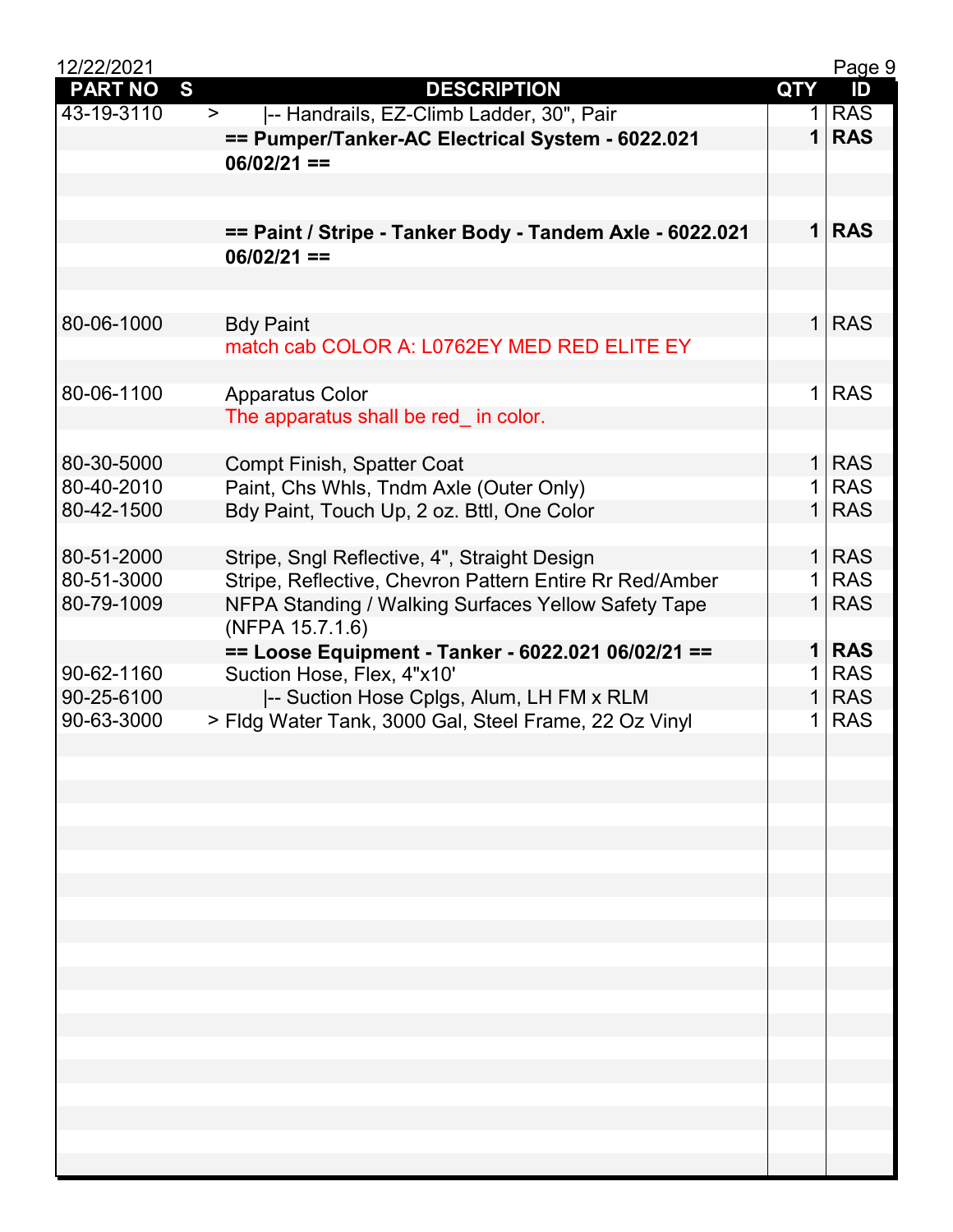| PART NO | S | DESCRIPTION | QTY | ID |
|---|---|---|---|---|
| 43-19-3110 | > | \|-- Handrails, EZ-Climb Ladder, 30", Pair | 1 | RAS |
| | | **== Pumper/Tanker-AC Electrical System - 6022.021 06/02/21 ==** | **1** | **RAS** |
| | | **== Paint / Stripe - Tanker Body - Tandem Axle - 6022.021 06/02/21 ==** | **1** | **RAS** |
| 80-06-1000 | | Bdy Paint<br>match cab COLOR A: L0762EY MED RED ELITE EY | 1 | RAS |
| 80-06-1100 | | Apparatus Color<br>The apparatus shall be red_ in color. | 1 | RAS |
| 80-30-5000 | | Compt Finish, Spatter Coat | 1 | RAS |
| 80-40-2010 | | Paint, Chs Whls, Tndm Axle (Outer Only) | 1 | RAS |
| 80-42-1500 | | Bdy Paint, Touch Up, 2 oz. Bttl, One Color | 1 | RAS |
| 80-51-2000 | | Stripe, Sngl Reflective, 4", Straight Design | 1 | RAS |
| 80-51-3000 | | Stripe, Reflective, Chevron Pattern Entire Rr Red/Amber | 1 | RAS |
| 80-79-1009 | | NFPA Standing / Walking Surfaces Yellow Safety Tape (NFPA 15.7.1.6) | 1 | RAS |
| | | **== Loose Equipment - Tanker - 6022.021 06/02/21 ==** | **1** | **RAS** |
| 90-62-1160 | | Suction Hose, Flex, 4"x10' | 1 | RAS |
| 90-25-6100 | | \|-- Suction Hose Cplgs, Alum, LH FM x RLM | 1 | RAS |
| 90-63-3000 | > | Fldg Water Tank, 3000 Gal, Steel Frame, 22 Oz Vinyl | 1 | RAS |